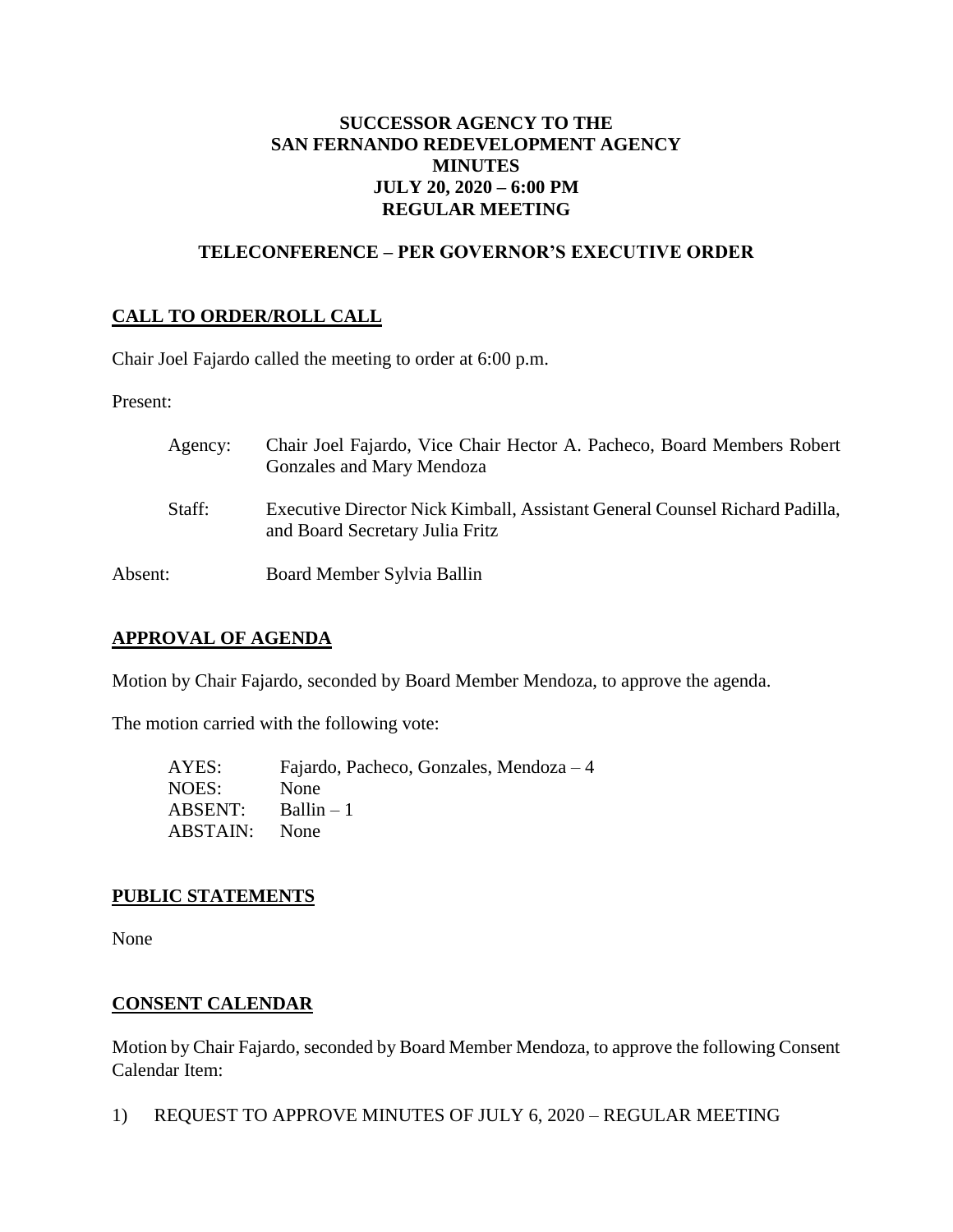# SUCCESSOR AGENCY TO THE SAN FERNANDO REDEVELOPMENT AGENCY MINUTES JULY 20, 2020 – 6:00 PM REGULAR MEETING

## TELECONFERENCE – PER GOVERNOR'S EXECUTIVE ORDER

### CALL TO ORDER/ROLL CALL

Chair Joel Fajardo called the meeting to order at 6:00 p.m.

Present:

Agency: Chair Joel Fajardo, Vice Chair Hector A. Pacheco, Board Members Robert Gonzales and Mary Mendoza

Staff: Executive Director Nick Kimball, Assistant General Counsel Richard Padilla, and Board Secretary Julia Fritz

Absent: Board Member Sylvia Ballin

### APPROVAL OF AGENDA

Motion by Chair Fajardo, seconded by Board Member Mendoza, to approve the agenda.

The motion carried with the following vote:

AYES: Fajardo, Pacheco, Gonzales, Mendoza – 4
NOES: None
ABSENT: Ballin – 1
ABSTAIN: None

### PUBLIC STATEMENTS

None

### CONSENT CALENDAR

Motion by Chair Fajardo, seconded by Board Member Mendoza, to approve the following Consent Calendar Item:

1) REQUEST TO APPROVE MINUTES OF JULY 6, 2020 – REGULAR MEETING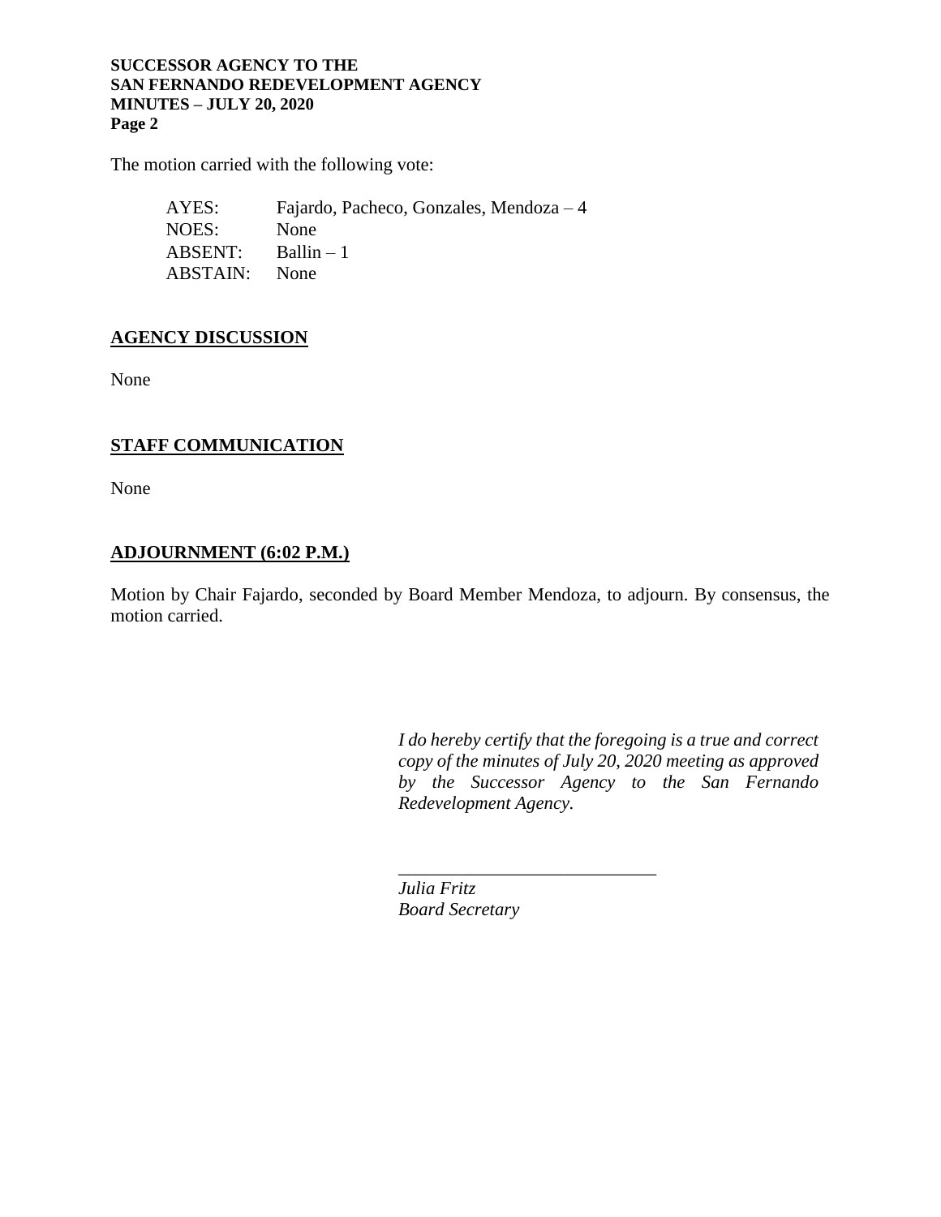The motion carried with the following vote:

| | |
|---|---|
| AYES: | Fajardo, Pacheco, Gonzales, Mendoza – 4 |
| NOES: | None |
| ABSENT: | Ballin – 1 |
| ABSTAIN: | None |

## AGENCY DISCUSSION

None

## STAFF COMMUNICATION

None

## ADJOURNMENT (6:02 P.M.)

Motion by Chair Fajardo, seconded by Board Member Mendoza, to adjourn. By consensus, the motion carried.

*I do hereby certify that the foregoing is a true and correct copy of the minutes of July 20, 2020 meeting as approved by the Successor Agency to the San Fernando Redevelopment Agency.*

\_\_\_\_\_\_\_\_\_\_\_\_\_\_\_\_\_\_\_\_\_\_\_\_\_\_\_\_\_\_

*Julia Fritz*
*Board Secretary*